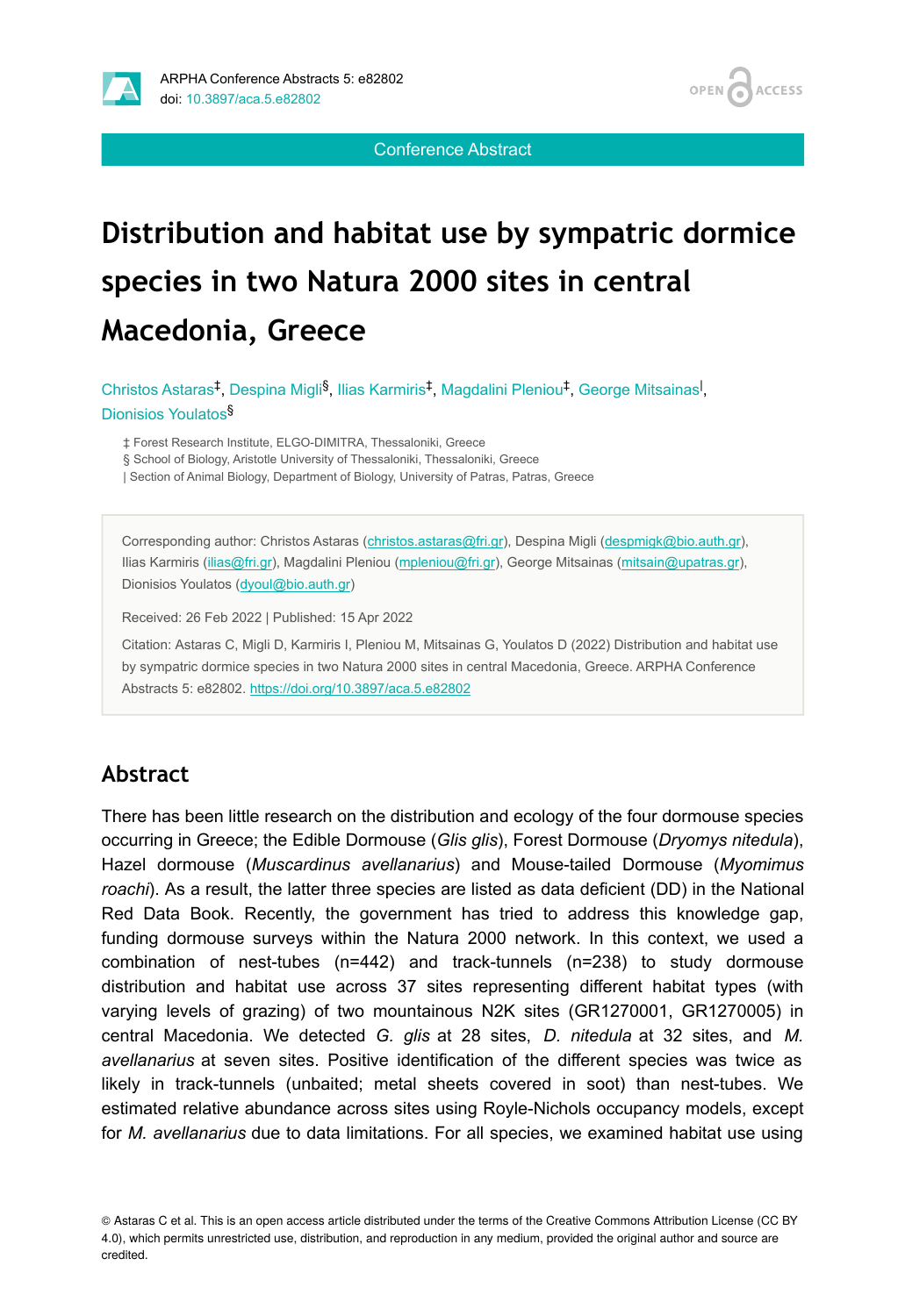Conference Abstract

# Distribution and habitat use by sympatric dormice species in two Natura 2000 sites in central Macedonia, Greece

Christos Astaras[‡], Despina Migli[§], Ilias Karmiris[‡], Magdalini Pleniou[‡], George Mitsainas[|], Dionisios Youlatos[§]

‡ Forest Research Institute, ELGO-DIMITRA, Thessaloniki, Greece
§ School of Biology, Aristotle University of Thessaloniki, Thessaloniki, Greece
| Section of Animal Biology, Department of Biology, University of Patras, Patras, Greece

Corresponding author: Christos Astaras (christos.astaras@fri.gr), Despina Migli (despmigk@bio.auth.gr), Ilias Karmiris (ilias@fri.gr), Magdalini Pleniou (mpleniou@fri.gr), George Mitsainas (mitsain@upatras.gr), Dionisios Youlatos (dyoul@bio.auth.gr)

Received: 26 Feb 2022 | Published: 15 Apr 2022

Citation: Astaras C, Migli D, Karmiris I, Pleniou M, Mitsainas G, Youlatos D (2022) Distribution and habitat use by sympatric dormice species in two Natura 2000 sites in central Macedonia, Greece. ARPHA Conference Abstracts 5: e82802. https://doi.org/10.3897/aca.5.e82802

## Abstract

There has been little research on the distribution and ecology of the four dormouse species occurring in Greece; the Edible Dormouse (*Glis glis*), Forest Dormouse (*Dryomys nitedula*), Hazel dormouse (*Muscardinus avellanarius*) and Mouse-tailed Dormouse (*Myomimus roachi*). As a result, the latter three species are listed as data deficient (DD) in the National Red Data Book. Recently, the government has tried to address this knowledge gap, funding dormouse surveys within the Natura 2000 network. In this context, we used a combination of nest-tubes (n=442) and track-tunnels (n=238) to study dormouse distribution and habitat use across 37 sites representing different habitat types (with varying levels of grazing) of two mountainous N2K sites (GR1270001, GR1270005) in central Macedonia. We detected *G. glis* at 28 sites, *D. nitedula* at 32 sites, and *M. avellanarius* at seven sites. Positive identification of the different species was twice as likely in track-tunnels (unbaited; metal sheets covered in soot) than nest-tubes. We estimated relative abundance across sites using Royle-Nichols occupancy models, except for *M. avellanarius* due to data limitations. For all species, we examined habitat use using

© Astaras C et al. This is an open access article distributed under the terms of the Creative Commons Attribution License (CC BY 4.0), which permits unrestricted use, distribution, and reproduction in any medium, provided the original author and source are credited.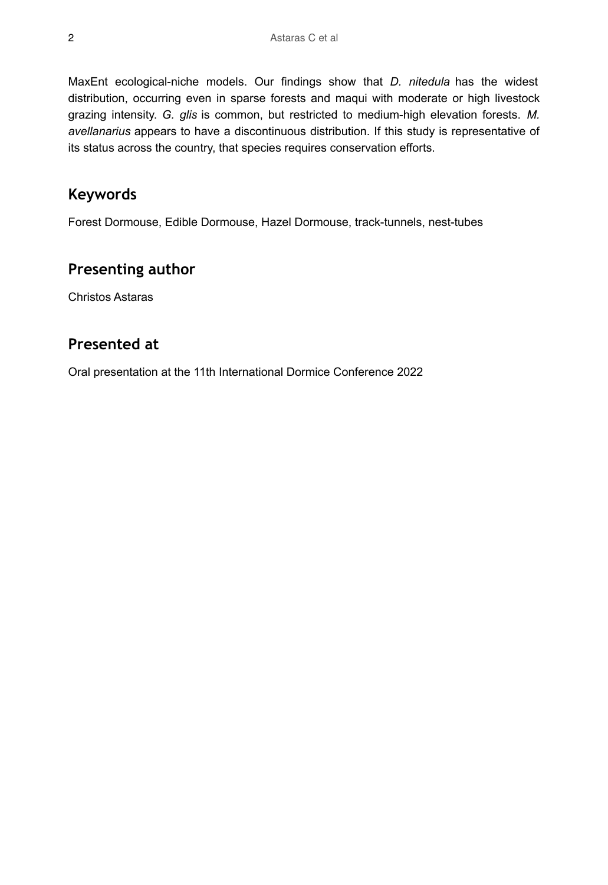MaxEnt ecological-niche models. Our findings show that *D. nitedula* has the widest distribution, occurring even in sparse forests and maqui with moderate or high livestock grazing intensity. *G. glis* is common, but restricted to medium-high elevation forests. *M. avellanarius* appears to have a discontinuous distribution. If this study is representative of its status across the country, that species requires conservation efforts.

## Keywords

Forest Dormouse, Edible Dormouse, Hazel Dormouse, track-tunnels, nest-tubes

## Presenting author

Christos Astaras

## Presented at

Oral presentation at the 11th International Dormice Conference 2022